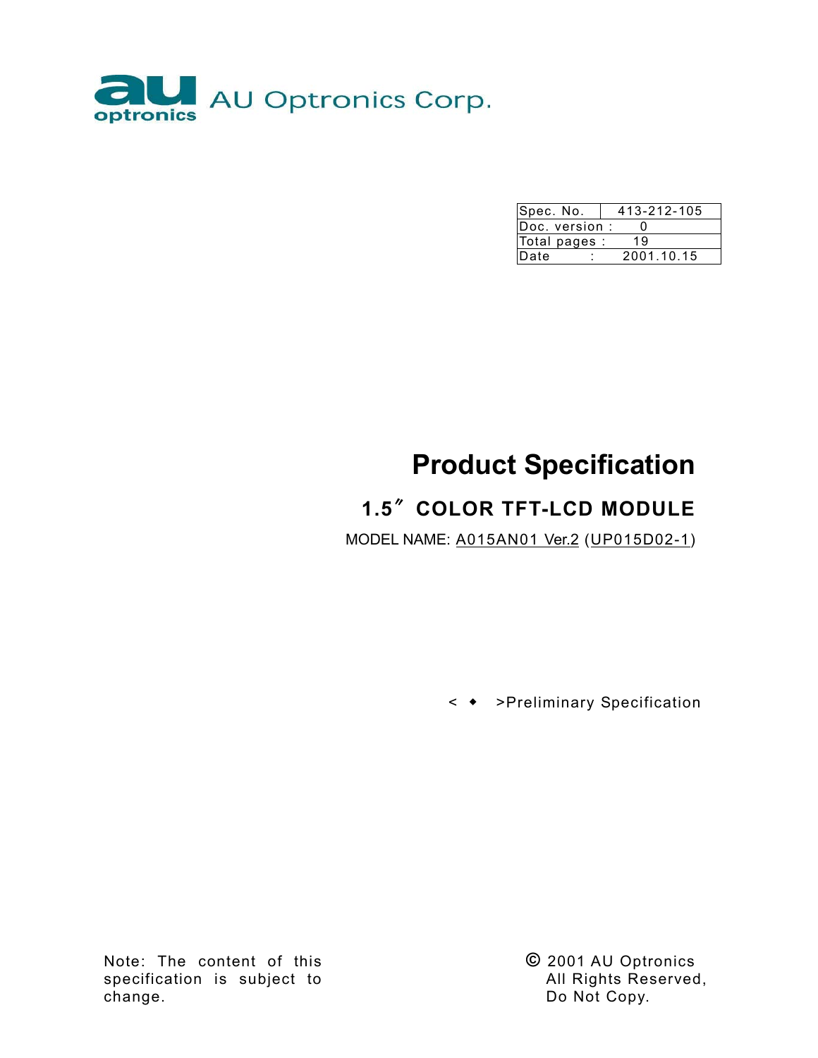AU Optronics Corp.

| Spec. No. | 413-212-105 |
|---|---|
| Doc. version : | 0 |
| Total pages : | 19 |
| Date : | 2001.10.15 |

# Product Specification

## 1.5″ COLOR TFT-LCD MODULE

MODEL NAME: A015AN01 Ver.2 (UP015D02-1)

< ◆ >Preliminary Specification

Note: The content of this specification is subject to change.

© 2001 AU Optronics
All Rights Reserved,
Do Not Copy.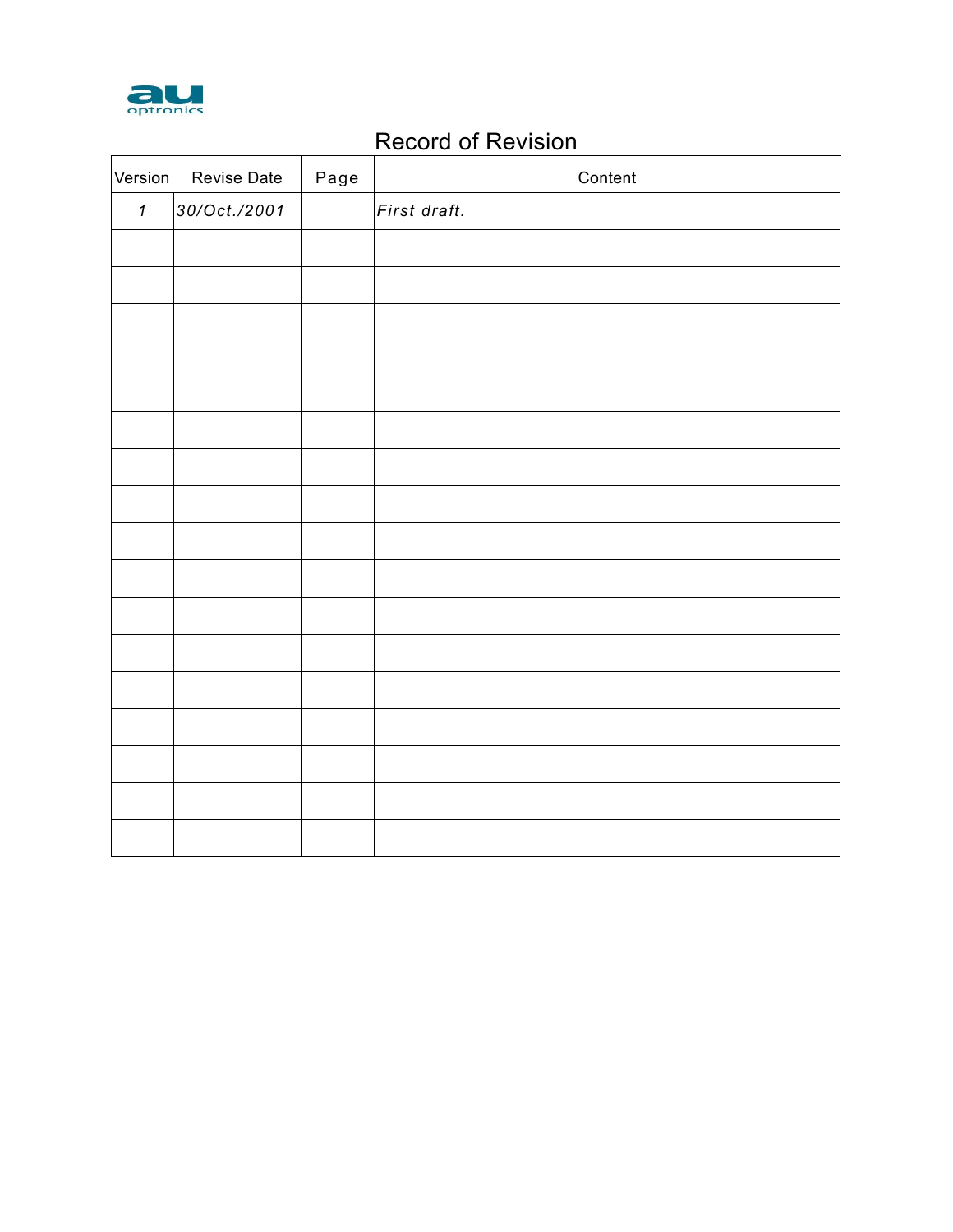# Record of Revision

| Version | Revise Date | Page | Content |
|---|---|---|---|
| *1* | *30/Oct./2001* | | *First draft.* |
| | | | |
| | | | |
| | | | |
| | | | |
| | | | |
| | | | |
| | | | |
| | | | |
| | | | |
| | | | |
| | | | |
| | | | |
| | | | |
| | | | |
| | | | |
| | | | |
| | | | |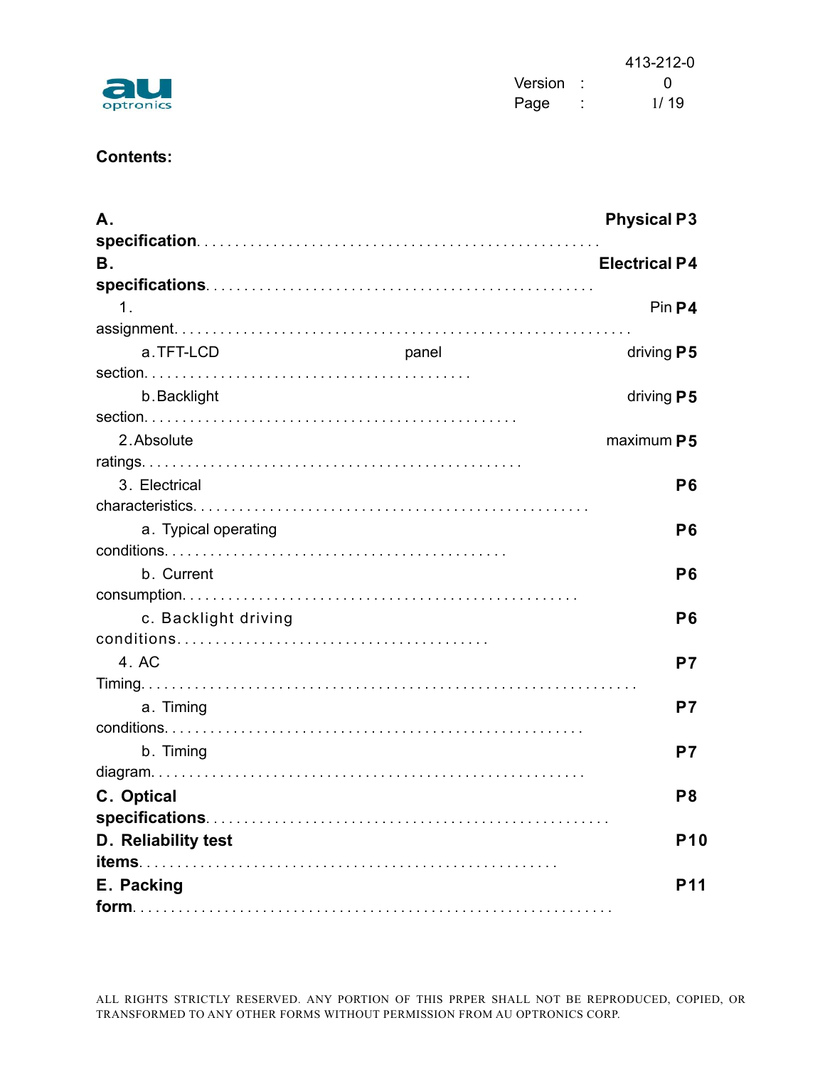**Contents:**

**A. Physical specification** .................................................. **P3**

**B. Electrical specifications** ................................................ **P4**

1. Pin assignment ........................................................ **P4**
   - a. TFT-LCD panel driving section ........................................ **P5**
   - b. Backlight driving section ............................................ **P5**
2. Absolute maximum ratings .............................................. **P5**
3. Electrical characteristics ............................................. **P6**
   - a. Typical operating conditions ......................................... **P6**
   - b. Current consumption .................................................. **P6**
   - c. Backlight driving conditions ......................................... **P6**
4. AC Timing .............................................................. **P7**
   - a. Timing conditions .................................................... **P7**
   - b. Timing diagram ....................................................... **P7**

**C. Optical specifications** ................................................... **P8**

**D. Reliability test items** ................................................... **P10**

**E. Packing form** ............................................................. **P11**

ALL RIGHTS STRICTLY RESERVED. ANY PORTION OF THIS PRPER SHALL NOT BE REPRODUCED, COPIED, OR TRANSFORMED TO ANY OTHER FORMS WITHOUT PERMISSION FROM AU OPTRONICS CORP.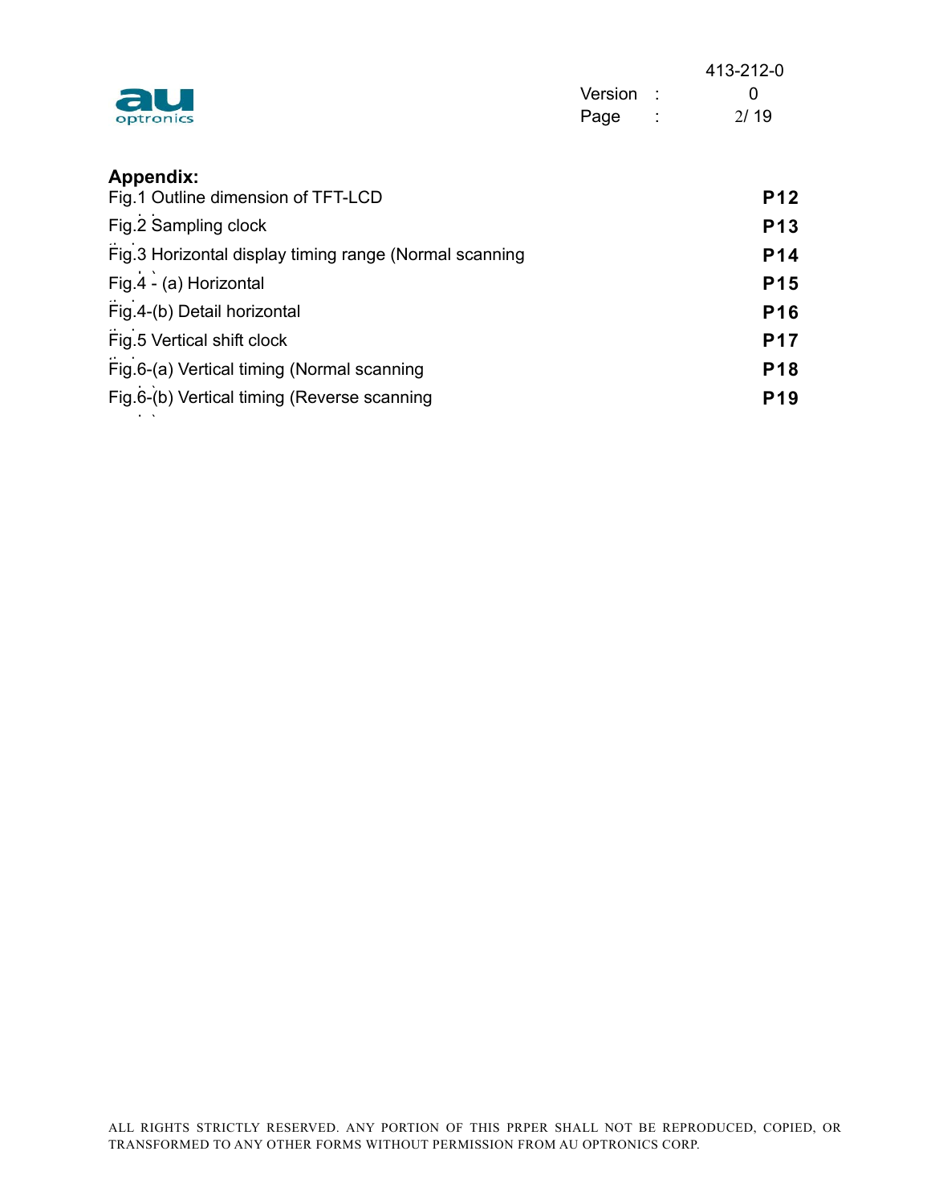**Appendix:**

| | |
|---|---|
| Fig.1 Outline dimension of TFT-LCD | **P12** |
| Fig.2 Sampling clock | **P13** |
| Fig.3 Horizontal display timing range (Normal scanning | **P14** |
| Fig.4 - (a) Horizontal | **P15** |
| Fig.4-(b) Detail horizontal | **P16** |
| Fig.5 Vertical shift clock | **P17** |
| Fig.6-(a) Vertical timing (Normal scanning | **P18** |
| Fig.6-(b) Vertical timing (Reverse scanning | **P19** |

ALL RIGHTS STRICTLY RESERVED. ANY PORTION OF THIS PRPER SHALL NOT BE REPRODUCED, COPIED, OR TRANSFORMED TO ANY OTHER FORMS WITHOUT PERMISSION FROM AU OPTRONICS CORP.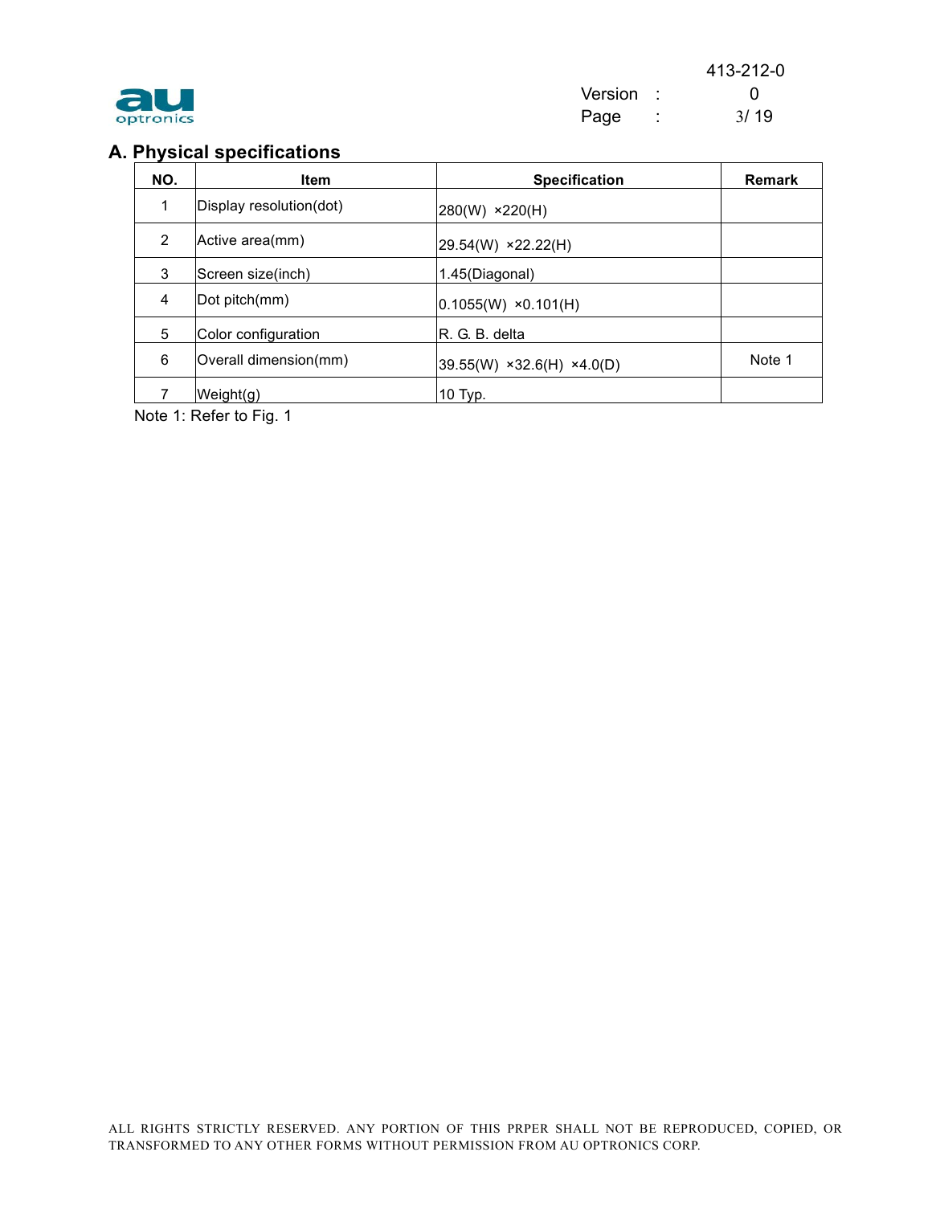## A. Physical specifications

| NO. | Item | Specification | Remark |
|---|---|---|---|
| 1 | Display resolution(dot) | 280(W) ×220(H) | |
| 2 | Active area(mm) | 29.54(W) ×22.22(H) | |
| 3 | Screen size(inch) | 1.45(Diagonal) | |
| 4 | Dot pitch(mm) | 0.1055(W) ×0.101(H) | |
| 5 | Color configuration | R. G. B. delta | |
| 6 | Overall dimension(mm) | 39.55(W) ×32.6(H) ×4.0(D) | Note 1 |
| 7 | Weight(g) | 10 Typ. | |

Note 1: Refer to Fig. 1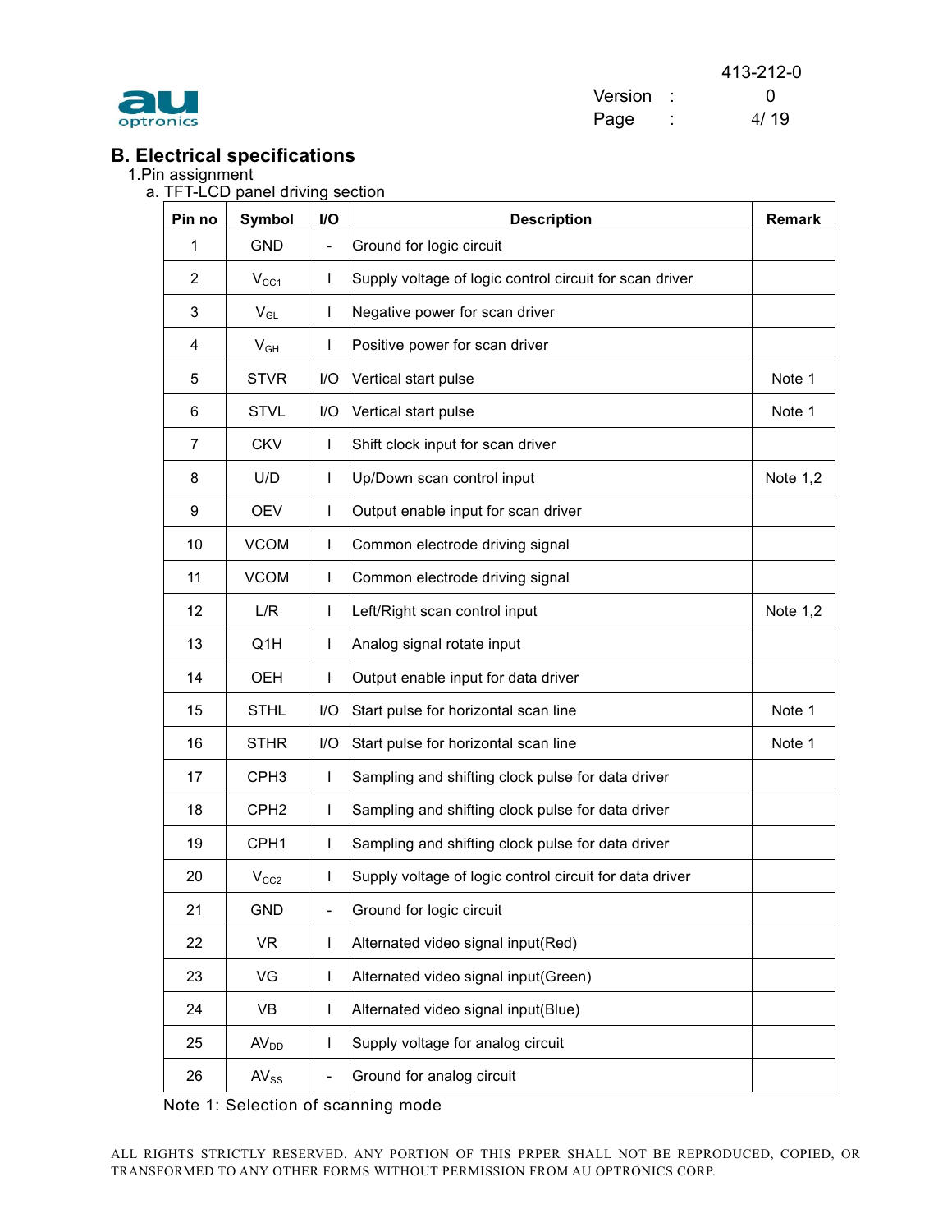## B. Electrical specifications

1.Pin assignment

a. TFT-LCD panel driving section

| Pin no | Symbol | I/O | Description | Remark |
|---|---|---|---|---|
| 1 | GND | - | Ground for logic circuit | |
| 2 | $V_{CC1}$ | I | Supply voltage of logic control circuit for scan driver | |
| 3 | $V_{GL}$ | I | Negative power for scan driver | |
| 4 | $V_{GH}$ | I | Positive power for scan driver | |
| 5 | STVR | I/O | Vertical start pulse | Note 1 |
| 6 | STVL | I/O | Vertical start pulse | Note 1 |
| 7 | CKV | I | Shift clock input for scan driver | |
| 8 | U/D | I | Up/Down scan control input | Note 1,2 |
| 9 | OEV | I | Output enable input for scan driver | |
| 10 | VCOM | I | Common electrode driving signal | |
| 11 | VCOM | I | Common electrode driving signal | |
| 12 | L/R | I | Left/Right scan control input | Note 1,2 |
| 13 | Q1H | I | Analog signal rotate input | |
| 14 | OEH | I | Output enable input for data driver | |
| 15 | STHL | I/O | Start pulse for horizontal scan line | Note 1 |
| 16 | STHR | I/O | Start pulse for horizontal scan line | Note 1 |
| 17 | CPH3 | I | Sampling and shifting clock pulse for data driver | |
| 18 | CPH2 | I | Sampling and shifting clock pulse for data driver | |
| 19 | CPH1 | I | Sampling and shifting clock pulse for data driver | |
| 20 | $V_{CC2}$ | I | Supply voltage of logic control circuit for data driver | |
| 21 | GND | - | Ground for logic circuit | |
| 22 | VR | I | Alternated video signal input(Red) | |
| 23 | VG | I | Alternated video signal input(Green) | |
| 24 | VB | I | Alternated video signal input(Blue) | |
| 25 | $AV_{DD}$ | I | Supply voltage for analog circuit | |
| 26 | $AV_{SS}$ | - | Ground for analog circuit | |

Note 1: Selection of scanning mode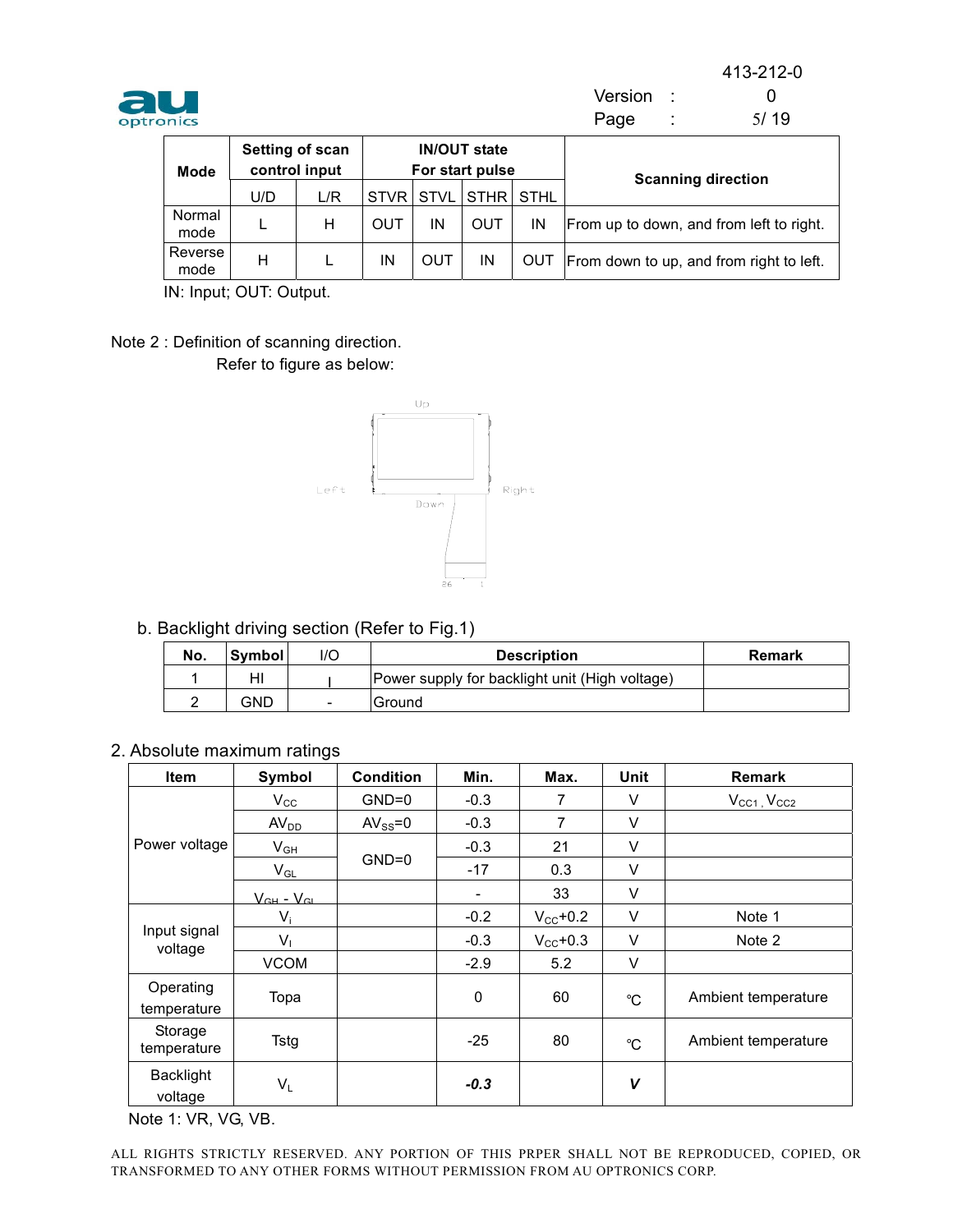| Mode | Setting of scan control input | | IN/OUT state For start pulse | | | | Scanning direction |
|---|---|---|---|---|---|---|---|
| | U/D | L/R | STVR | STVL | STHR | STHL | |
| Normal mode | L | H | OUT | IN | OUT | IN | From up to down, and from left to right. |
| Reverse mode | H | L | IN | OUT | IN | OUT | From down to up, and from right to left. |

IN: Input; OUT: Output.

Note 2 : Definition of scanning direction.
Refer to figure as below:

Up

Left    Right

Down

26    1

b. Backlight driving section (Refer to Fig.1)

| No. | Symbol | I/O | Description | Remark |
|---|---|---|---|---|
| 1 | HI | I | Power supply for backlight unit (High voltage) | |
| 2 | GND | - | Ground | |

2. Absolute maximum ratings

| Item | Symbol | Condition | Min. | Max. | Unit | Remark |
|---|---|---|---|---|---|---|
| Power voltage | $V_{CC}$ | GND=0 | -0.3 | 7 | V | $V_{CC1}$, $V_{CC2}$ |
| | $AV_{DD}$ | $AV_{SS}$=0 | -0.3 | 7 | V | |
| | $V_{GH}$ | GND=0 | -0.3 | 21 | V | |
| | $V_{GL}$ | | -17 | 0.3 | V | |
| | $V_{GH}$ - $V_{GL}$ | | - | 33 | V | |
| Input signal voltage | $V_i$ | | -0.2 | $V_{CC}$+0.2 | V | Note 1 |
| | $V_I$ | | -0.3 | $V_{CC}$+0.3 | V | Note 2 |
| | VCOM | | -2.9 | 5.2 | V | |
| Operating temperature | Topa | | 0 | 60 | ℃ | Ambient temperature |
| Storage temperature | Tstg | | -25 | 80 | ℃ | Ambient temperature |
| Backlight voltage | $V_L$ | | ***-0.3*** | | ***V*** | |

Note 1: VR, VG, VB.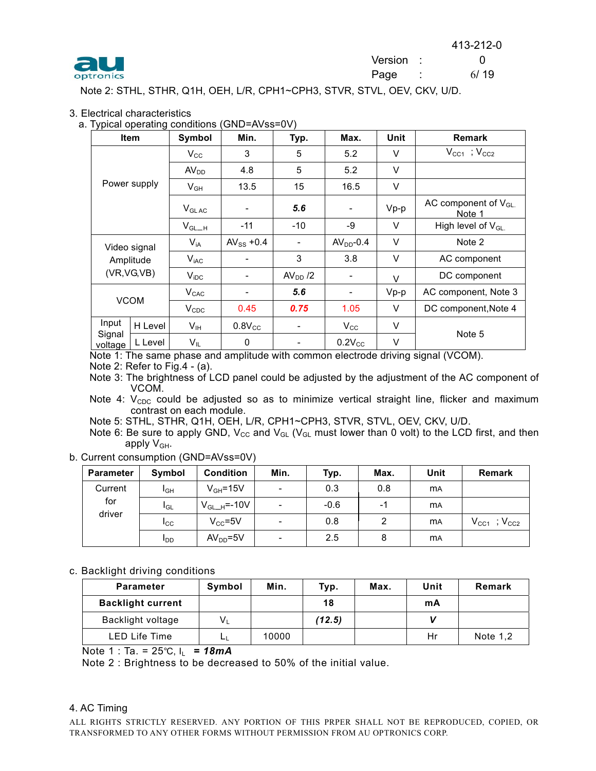Note 2: STHL, STHR, Q1H, OEH, L/R, CPH1~CPH3, STVR, STVL, OEV, CKV, U/D.

3. Electrical characteristics

a. Typical operating conditions (GND=AVss=0V)

| Item | | Symbol | Min. | Typ. | Max. | Unit | Remark |
|---|---|---|---|---|---|---|---|
| Power supply | | $V_{CC}$ | 3 | 5 | 5.2 | V | $V_{CC1}$ ; $V_{CC2}$ |
| | | $AV_{DD}$ | 4.8 | 5 | 5.2 | V | |
| | | $V_{GH}$ | 13.5 | 15 | 16.5 | V | |
| | | $V_{GL\,AC}$ | - | ***5.6*** | - | Vp-p | AC component of $V_{GL}$. Note 1 |
| | | $V_{GL\_H}$ | -11 | -10 | -9 | V | High level of $V_{GL}$. |
| Video signal Amplitude (VR,VG,VB) | | $V_{iA}$ | $AV_{SS}$ +0.4 | - | $AV_{DD}$-0.4 | V | Note 2 |
| | | $V_{iAC}$ | - | 3 | 3.8 | V | AC component |
| | | $V_{iDC}$ | - | $AV_{DD}$ /2 | - | V | DC component |
| VCOM | | $V_{CAC}$ | - | ***5.6*** | - | Vp-p | AC component, Note 3 |
| | | $V_{CDC}$ | 0.45 | ***0.75*** | 1.05 | V | DC component,Note 4 |
| Input Signal voltage | H Level | $V_{IH}$ | $0.8V_{CC}$ | - | $V_{CC}$ | V | Note 5 |
| | L Level | $V_{IL}$ | 0 | - | $0.2V_{CC}$ | V | |

Note 1: The same phase and amplitude with common electrode driving signal (VCOM).

Note 2: Refer to Fig.4 - (a).

Note 3: The brightness of LCD panel could be adjusted by the adjustment of the AC component of VCOM.

Note 4: $V_{CDC}$ could be adjusted so as to minimize vertical straight line, flicker and maximum contrast on each module.

Note 5: STHL, STHR, Q1H, OEH, L/R, CPH1~CPH3, STVR, STVL, OEV, CKV, U/D.

Note 6: Be sure to apply GND, $V_{CC}$ and $V_{GL}$ ($V_{GL}$ must lower than 0 volt) to the LCD first, and then apply $V_{GH}$.

b. Current consumption (GND=AVss=0V)

| Parameter | Symbol | Condition | Min. | Typ. | Max. | Unit | Remark |
|---|---|---|---|---|---|---|---|
| Current for driver | $I_{GH}$ | $V_{GH}$=15V | - | 0.3 | 0.8 | mA | |
| | $I_{GL}$ | $V_{GL\_H}$=-10V | - | -0.6 | -1 | mA | |
| | $I_{CC}$ | $V_{CC}$=5V | - | 0.8 | 2 | mA | $V_{CC1}$ ; $V_{CC2}$ |
| | $I_{DD}$ | $AV_{DD}$=5V | - | 2.5 | 8 | mA | |

c. Backlight driving conditions

| Parameter | Symbol | Min. | Typ. | Max. | Unit | Remark |
|---|---|---|---|---|---|---|
| **Backlight current** | | | **18** | | **mA** | |
| Backlight voltage | $V_L$ | | ***(12.5)*** | | ***V*** | |
| LED Life Time | $L_L$ | 10000 | | | Hr | Note 1,2 |

Note 1 : Ta. = 25℃, $I_L$ = ***18mA***

Note 2 : Brightness to be decreased to 50% of the initial value.

4. AC Timing

ALL RIGHTS STRICTLY RESERVED. ANY PORTION OF THIS PRPER SHALL NOT BE REPRODUCED, COPIED, OR TRANSFORMED TO ANY OTHER FORMS WITHOUT PERMISSION FROM AU OPTRONICS CORP.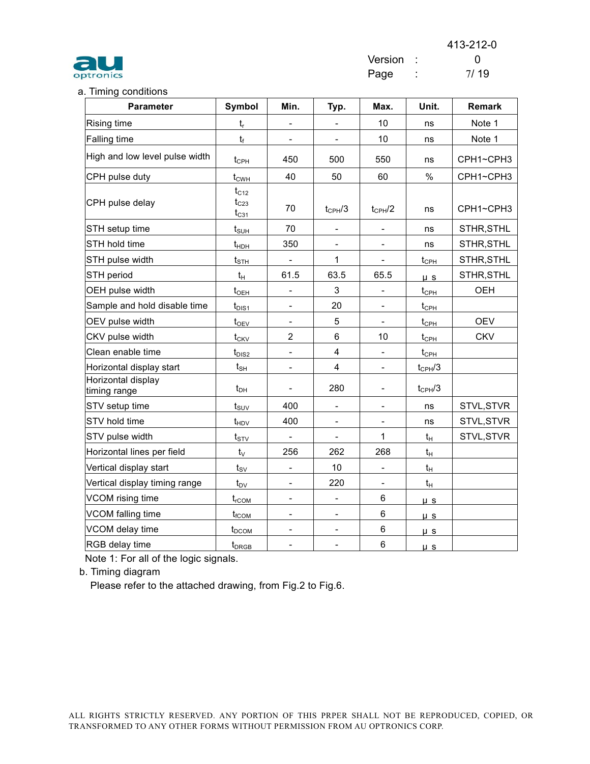a. Timing conditions

| Parameter | Symbol | Min. | Typ. | Max. | Unit. | Remark |
|---|---|---|---|---|---|---|
| Rising time | $t_r$ | - | - | 10 | ns | Note 1 |
| Falling time | $t_f$ | - | - | 10 | ns | Note 1 |
| High and low level pulse width | $t_{CPH}$ | 450 | 500 | 550 | ns | CPH1~CPH3 |
| CPH pulse duty | $t_{CWH}$ | 40 | 50 | 60 | % | CPH1~CPH3 |
| CPH pulse delay | $t_{C12}$ $t_{C23}$ $t_{C31}$ | 70 | $t_{CPH}/3$ | $t_{CPH}/2$ | ns | CPH1~CPH3 |
| STH setup time | $t_{SUH}$ | 70 | - | - | ns | STHR,STHL |
| STH hold time | $t_{HDH}$ | 350 | - | - | ns | STHR,STHL |
| STH pulse width | $t_{STH}$ | - | 1 | - | $t_{CPH}$ | STHR,STHL |
| STH period | $t_H$ | 61.5 | 63.5 | 65.5 | μs | STHR,STHL |
| OEH pulse width | $t_{OEH}$ | - | 3 | - | $t_{CPH}$ | OEH |
| Sample and hold disable time | $t_{DIS1}$ | - | 20 | - | $t_{CPH}$ | |
| OEV pulse width | $t_{OEV}$ | - | 5 | - | $t_{CPH}$ | OEV |
| CKV pulse width | $t_{CKV}$ | 2 | 6 | 10 | $t_{CPH}$ | CKV |
| Clean enable time | $t_{DIS2}$ | - | 4 | - | $t_{CPH}$ | |
| Horizontal display start | $t_{SH}$ | - | 4 | - | $t_{CPH}/3$ | |
| Horizontal display timing range | $t_{DH}$ | - | 280 | - | $t_{CPH}/3$ | |
| STV setup time | $t_{SUV}$ | 400 | - | - | ns | STVL,STVR |
| STV hold time | $t_{HDV}$ | 400 | - | - | ns | STVL,STVR |
| STV pulse width | $t_{STV}$ | - | - | 1 | $t_H$ | STVL,STVR |
| Horizontal lines per field | $t_V$ | 256 | 262 | 268 | $t_H$ | |
| Vertical display start | $t_{SV}$ | - | 10 | - | $t_H$ | |
| Vertical display timing range | $t_{DV}$ | - | 220 | - | $t_H$ | |
| VCOM rising time | $t_{rCOM}$ | - | - | 6 | μs | |
| VCOM falling time | $t_{fCOM}$ | - | - | 6 | μs | |
| VCOM delay time | $t_{DCOM}$ | - | - | 6 | μs | |
| RGB delay time | $t_{DRGB}$ | - | - | 6 | μs | |

Note 1: For all of the logic signals.

b. Timing diagram

Please refer to the attached drawing, from Fig.2 to Fig.6.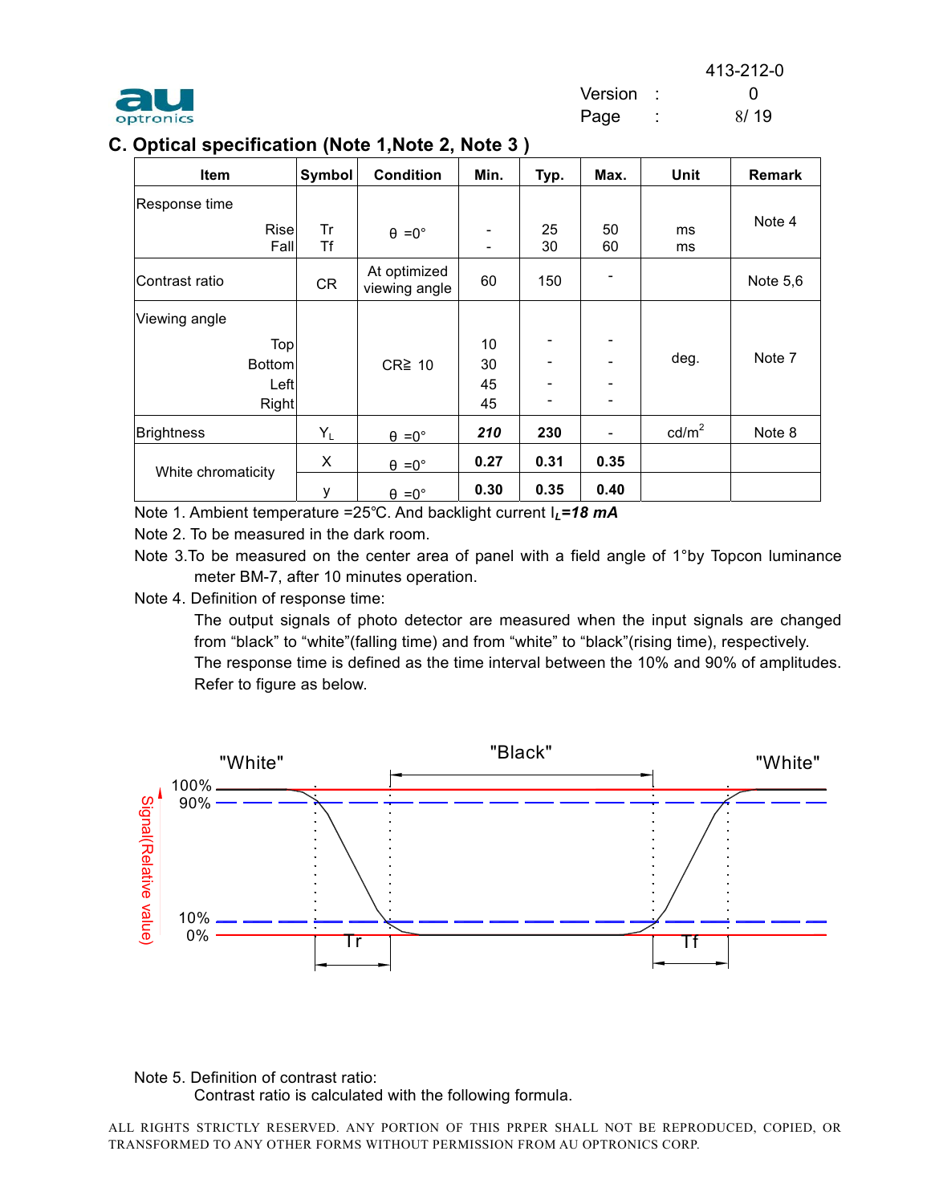## C. Optical specification (Note 1,Note 2, Note 3 )

| Item | Symbol | Condition | Min. | Typ. | Max. | Unit | Remark |
|---|---|---|---|---|---|---|---|
| Response time | | | | | | | Note 4 |
| Rise | Tr | θ =0° | - | 25 | 50 | ms | |
| Fall | Tf | | - | 30 | 60 | ms | |
| Contrast ratio | CR | At optimized viewing angle | 60 | 150 | - | | Note 5,6 |
| Viewing angle | | | | | | | Note 7 |
| Top | | CR≧ 10 | 10 | - | - | deg. | |
| Bottom | | | 30 | - | - | | |
| Left | | | 45 | - | - | | |
| Right | | | 45 | - | - | | |
| Brightness | $Y_L$ | θ =0° | ***210*** | **230** | - | cd/m$^2$ | Note 8 |
| White chromaticity | X | θ =0° | **0.27** | **0.31** | **0.35** | | |
| | y | θ =0° | **0.30** | **0.35** | **0.40** | | |

Note 1. Ambient temperature =25℃. And backlight current $I_L$=***18 mA***

Note 2. To be measured in the dark room.

Note 3.To be measured on the center area of panel with a field angle of 1°by Topcon luminance meter BM-7, after 10 minutes operation.

Note 4. Definition of response time:

The output signals of photo detector are measured when the input signals are changed from "black" to "white"(falling time) and from "white" to "black"(rising time), respectively.

The response time is defined as the time interval between the 10% and 90% of amplitudes.

Refer to figure as below.

"White" "Black" "White"

100% 90% 10% 0%

Signal(Relative value)

Tr Tf

Note 5. Definition of contrast ratio:

Contrast ratio is calculated with the following formula.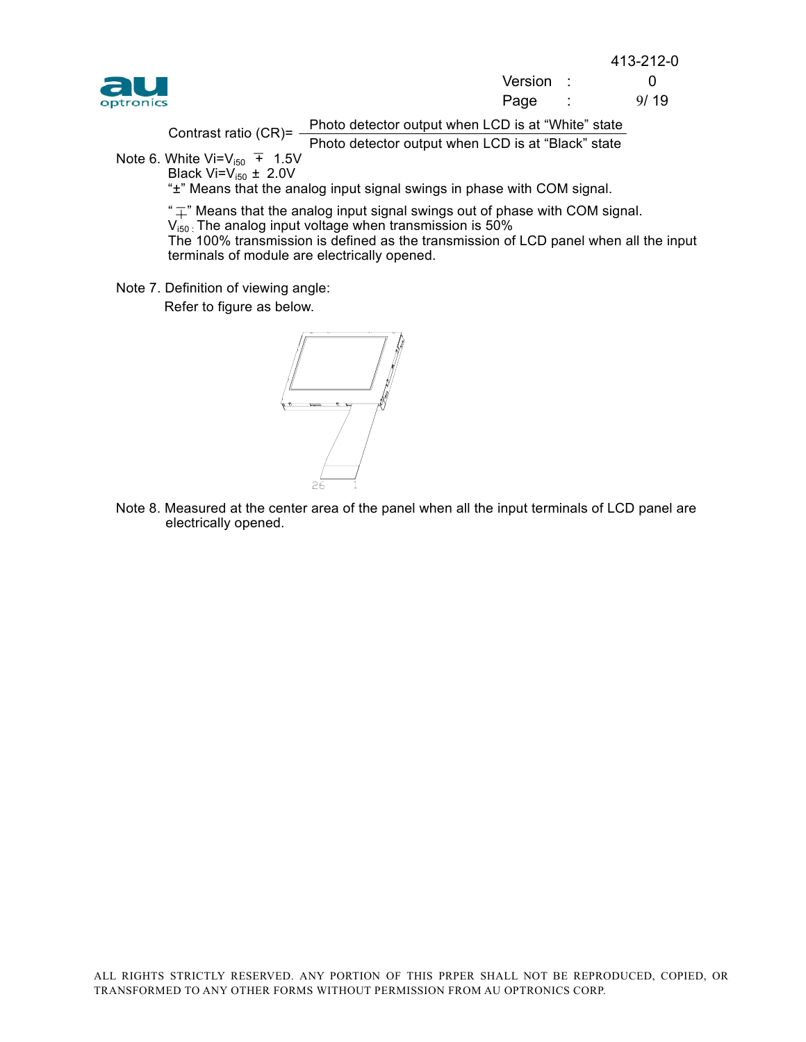$$\text{Contrast ratio (CR)} = \frac{\text{Photo detector output when LCD is at "White" state}}{\text{Photo detector output when LCD is at "Black" state}}$$

Note 6. White $Vi = V_{i50} \mp 1.5V$

Black $Vi = V_{i50} \pm 2.0V$

"$\pm$" Means that the analog input signal swings in phase with COM signal.

"$\mp$" Means that the analog input signal swings out of phase with COM signal.

$V_{i50}$ : The analog input voltage when transmission is 50%

The 100% transmission is defined as the transmission of LCD panel when all the input terminals of module are electrically opened.

Note 7. Definition of viewing angle:

Refer to figure as below.

Note 8. Measured at the center area of the panel when all the input terminals of LCD panel are electrically opened.

ALL RIGHTS STRICTLY RESERVED. ANY PORTION OF THIS PRPER SHALL NOT BE REPRODUCED, COPIED, OR TRANSFORMED TO ANY OTHER FORMS WITHOUT PERMISSION FROM AU OPTRONICS CORP.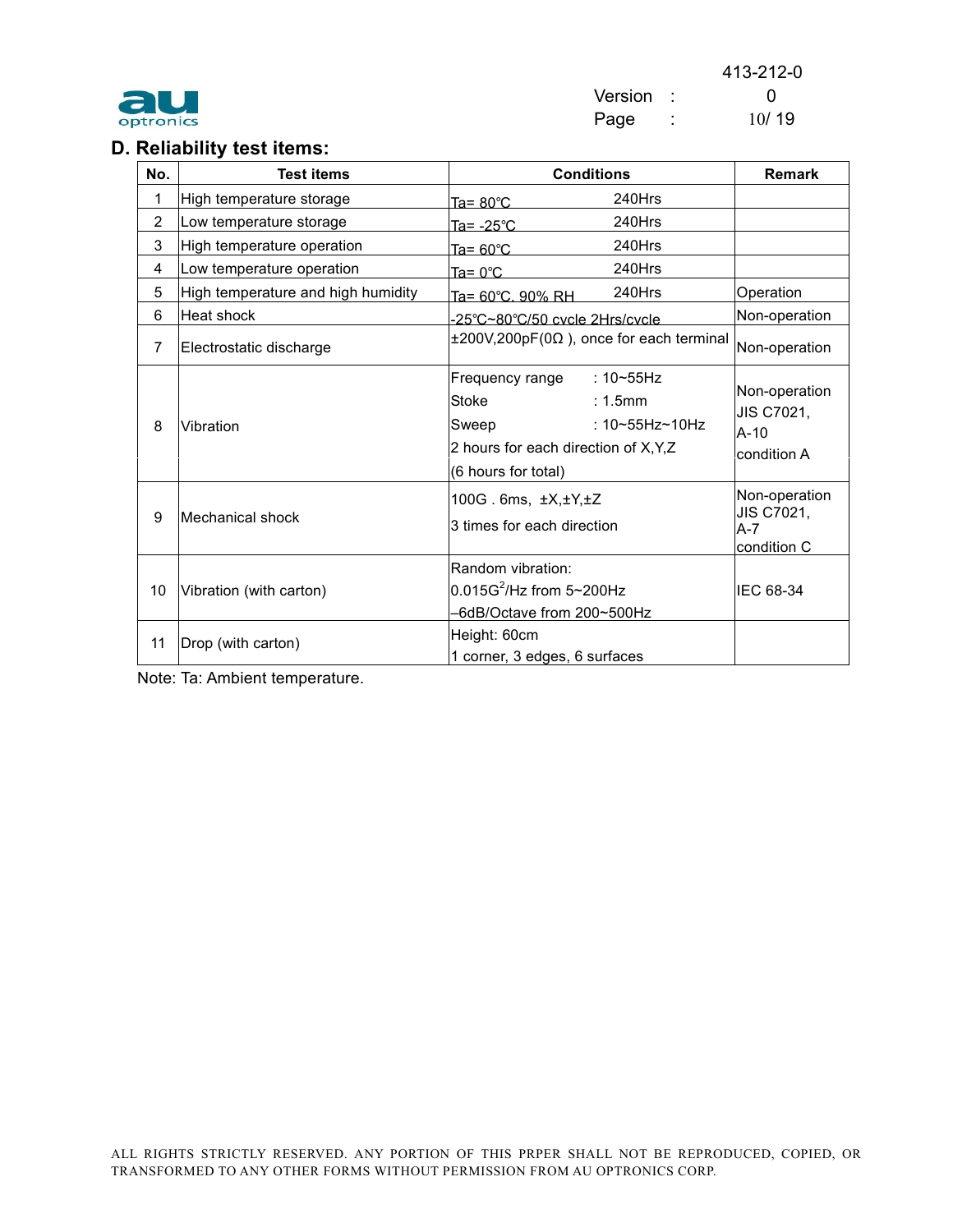## D. Reliability test items:

| No. | Test items | Conditions | Remark |
|---|---|---|---|
| 1 | High temperature storage | Ta= 80℃ 240Hrs | |
| 2 | Low temperature storage | Ta= -25℃ 240Hrs | |
| 3 | High temperature operation | Ta= 60℃ 240Hrs | |
| 4 | Low temperature operation | Ta= 0℃ 240Hrs | |
| 5 | High temperature and high humidity | Ta= 60℃. 90% RH 240Hrs | Operation |
| 6 | Heat shock | -25℃~80℃/50 cycle 2Hrs/cycle | Non-operation |
| 7 | Electrostatic discharge | ±200V,200pF(0Ω ), once for each terminal | Non-operation |
| 8 | Vibration | Frequency range : 10~55Hz<br>Stoke : 1.5mm<br>Sweep : 10~55Hz~10Hz<br>2 hours for each direction of X,Y,Z<br>(6 hours for total) | Non-operation<br>JIS C7021,<br>A-10<br>condition A |
| 9 | Mechanical shock | 100G . 6ms, ±X,±Y,±Z<br>3 times for each direction | Non-operation<br>JIS C7021,<br>A-7<br>condition C |
| 10 | Vibration (with carton) | Random vibration:<br>$0.015G^2$/Hz from 5~200Hz<br>–6dB/Octave from 200~500Hz | IEC 68-34 |
| 11 | Drop (with carton) | Height: 60cm<br>1 corner, 3 edges, 6 surfaces | |

Note: Ta: Ambient temperature.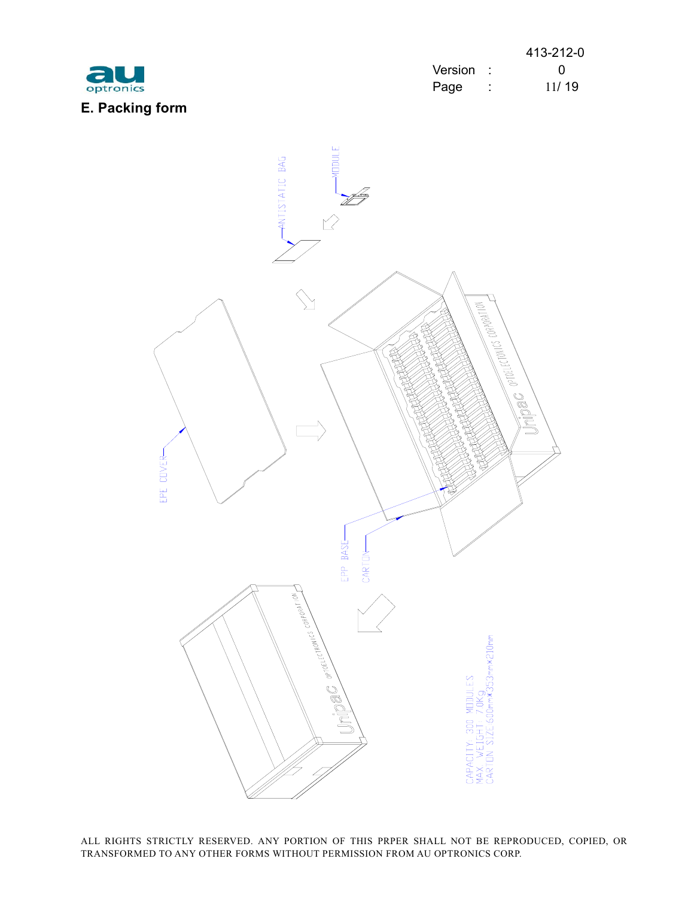## E. Packing form

ANTISTATIC BAG

MODULE

EPE COVER

EPP BASE

CARTON

CAPACITY 300 MODULES
MAX WEIGHT 7.0Kg
CARTON SIZE 600mm*353mm*210mm

ALL RIGHTS STRICTLY RESERVED. ANY PORTION OF THIS PRPER SHALL NOT BE REPRODUCED, COPIED, OR TRANSFORMED TO ANY OTHER FORMS WITHOUT PERMISSION FROM AU OPTRONICS CORP.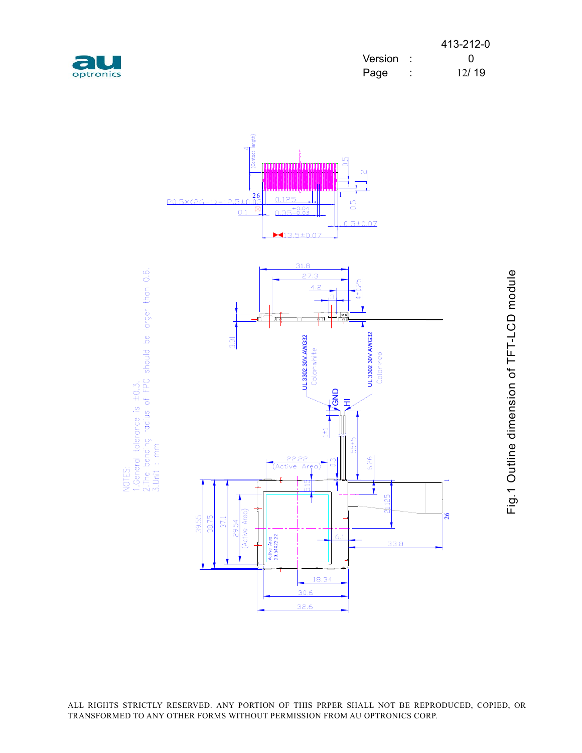NOTES:
1.General tolerance is ±0.3.
2.The bending radius of FPC should be larger than 0.6.
3.Unit : mm

Fig.1 Outline dimension of TFT-LCD module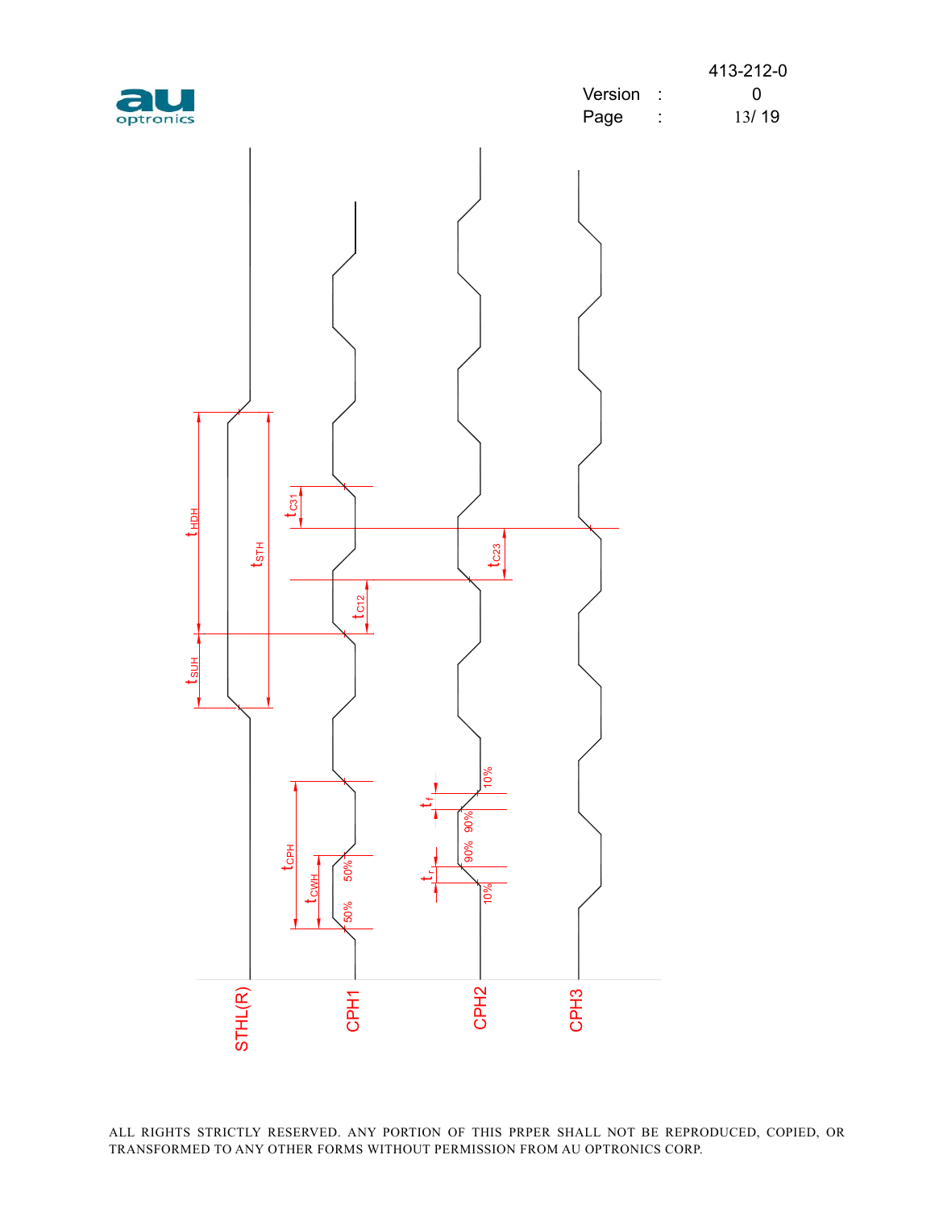STHL(R)

CPH1

CPH2

CPH3

$t_{HDH}$

$t_{SUH}$

$t_{STH}$

$t_{C31}$

$t_{C12}$

$t_{C23}$

$t_{CPH}$

$t_{CWH}$

50%

50%

$t_f$

$t_r$

10%

90%

90%

10%

ALL RIGHTS STRICTLY RESERVED. ANY PORTION OF THIS PRPER SHALL NOT BE REPRODUCED, COPIED, OR TRANSFORMED TO ANY OTHER FORMS WITHOUT PERMISSION FROM AU OPTRONICS CORP.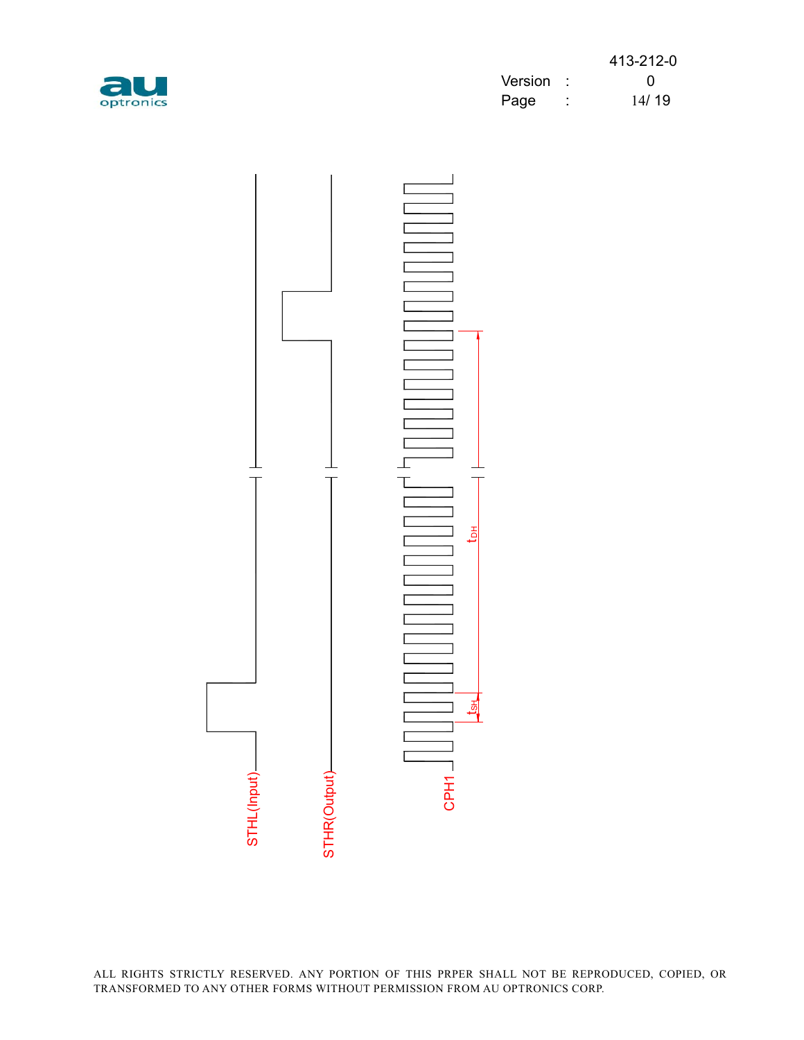STHL(Input)

STHR(Output)

CPH1

$t_{DH}$

$t_{SH}$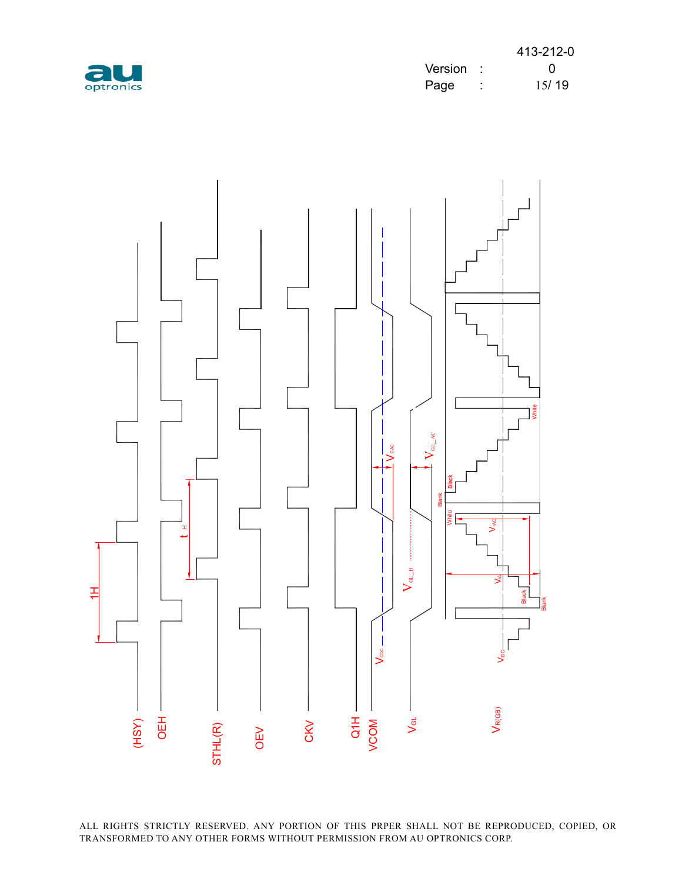(HSY)

OEH

STHL(R)

OEV

CKV

Q1H

VCOM

$V_{GL}$

$V_{R(GB)}$

1H

$t_H$

$V_{CDC}$

$V_{CAC}$

$V_{GL\_H}$

$V_{GL\_AC}$

$V_{DC}$

$V_{AC}$

$V_A$

White

Black

Blank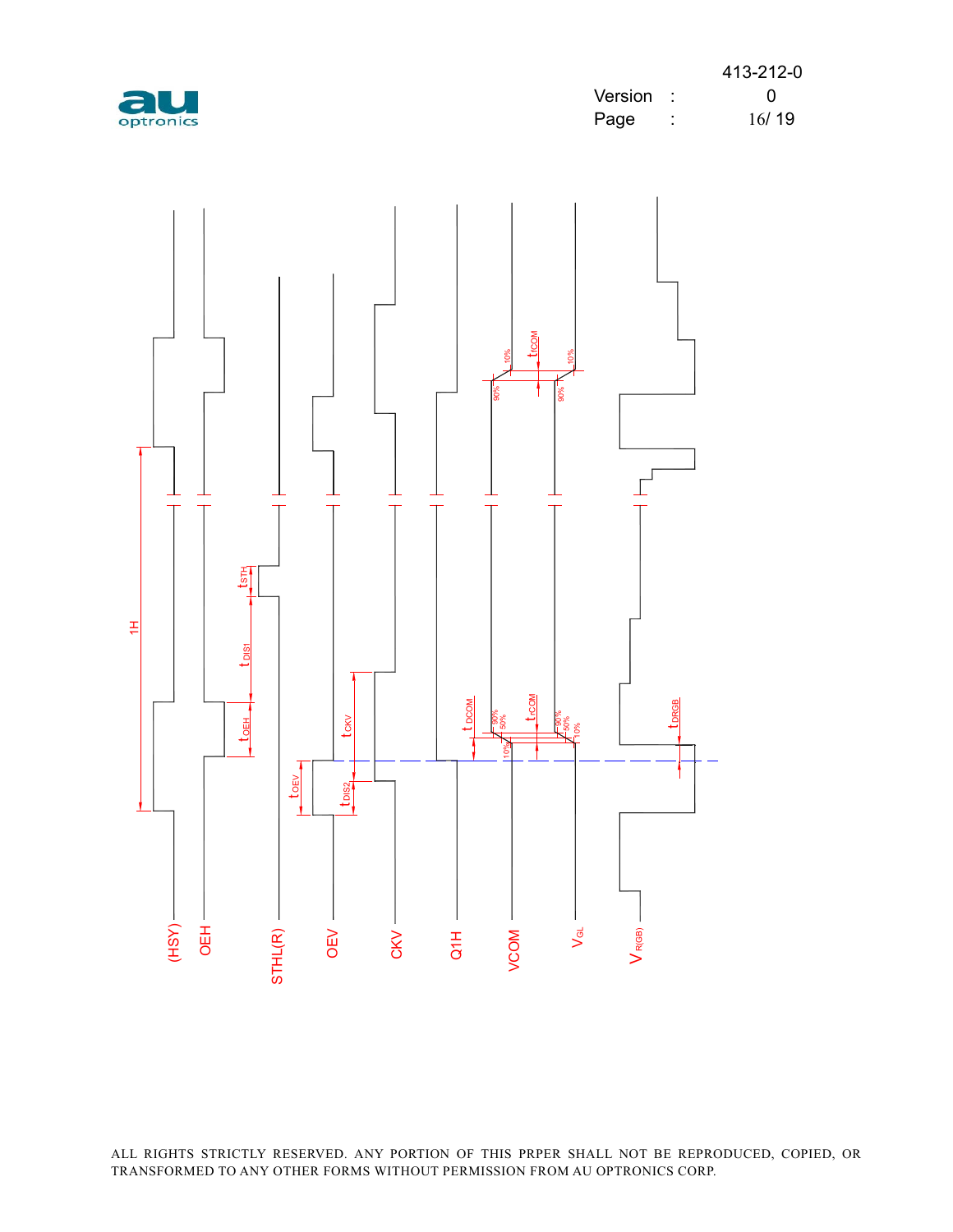(HSY)

OEH

STHL(R)

OEV

CKV

Q1H

VCOM

$V_{GL}$

$V_{R(GB)}$

1H

$t_{STH}$

$t_{DIS1}$

$t_{OEH}$

$t_{CKV}$

$t_{OEV}$

$t_{DIS2}$

$t_{DCOM}$

$t_{rCOM}$

$t_{fCOM}$

$t_{DRGB}$

90%

50%

10%

ALL RIGHTS STRICTLY RESERVED. ANY PORTION OF THIS PRPER SHALL NOT BE REPRODUCED, COPIED, OR TRANSFORMED TO ANY OTHER FORMS WITHOUT PERMISSION FROM AU OPTRONICS CORP.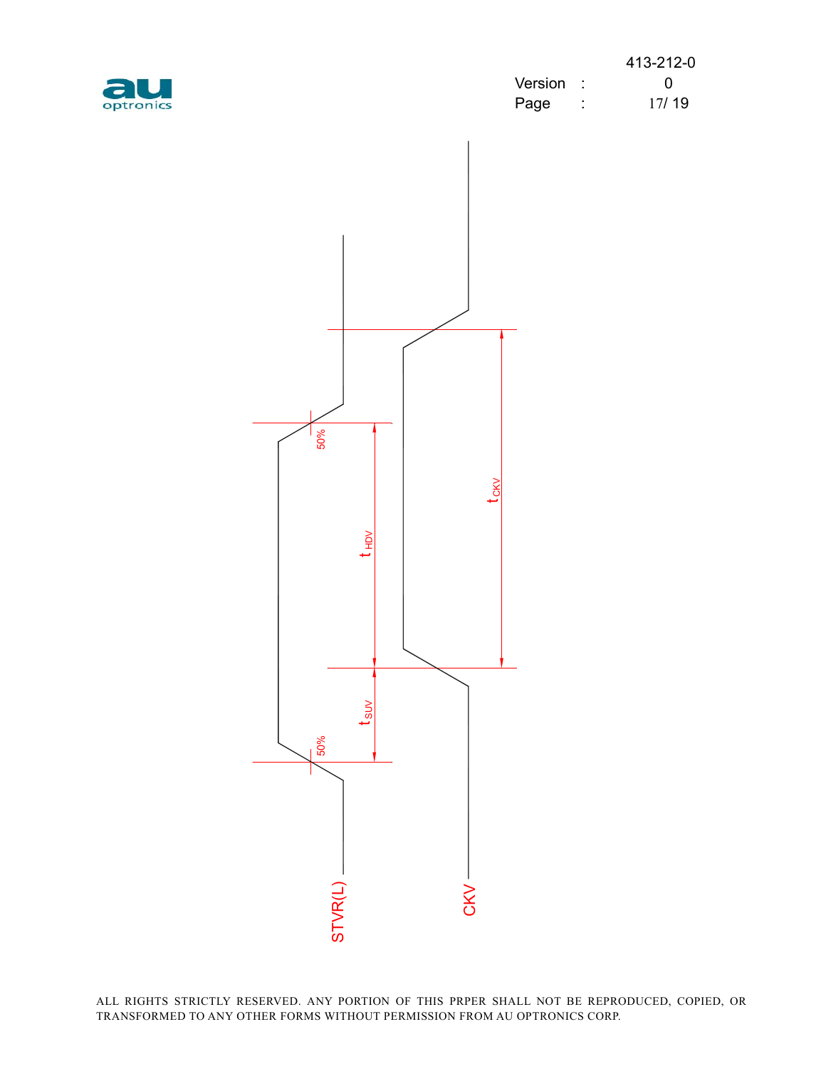STVR(L)

CKV

50%

50%

$t_{HDV}$

$t_{SUV}$

$t_{CKV}$

ALL RIGHTS STRICTLY RESERVED. ANY PORTION OF THIS PRPER SHALL NOT BE REPRODUCED, COPIED, OR TRANSFORMED TO ANY OTHER FORMS WITHOUT PERMISSION FROM AU OPTRONICS CORP.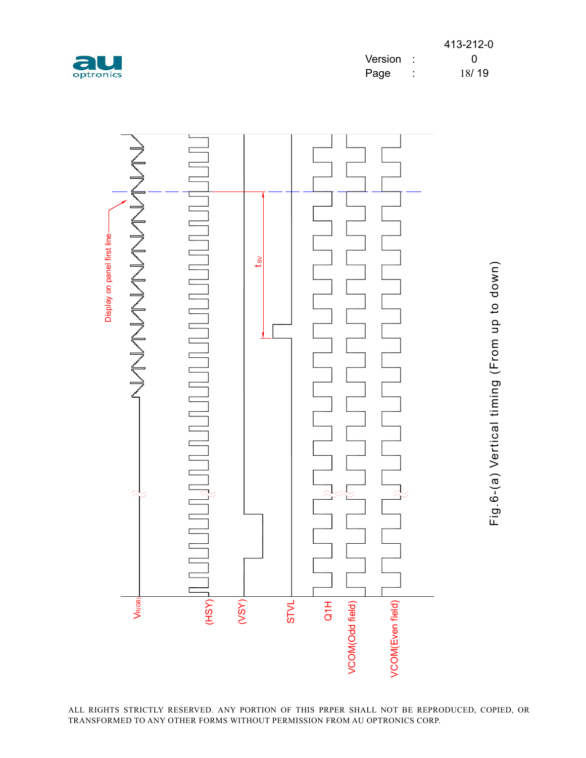Display on panel first line

$t_{SV}$

$V_{R(GB)}$

(HSY)

(VSY)

STVL

Q1H

VCOM(Odd field)

VCOM(Even field)

Fig.6-(a) Vertical timing (From up to down)

ALL RIGHTS STRICTLY RESERVED. ANY PORTION OF THIS PRPER SHALL NOT BE REPRODUCED, COPIED, OR TRANSFORMED TO ANY OTHER FORMS WITHOUT PERMISSION FROM AU OPTRONICS CORP.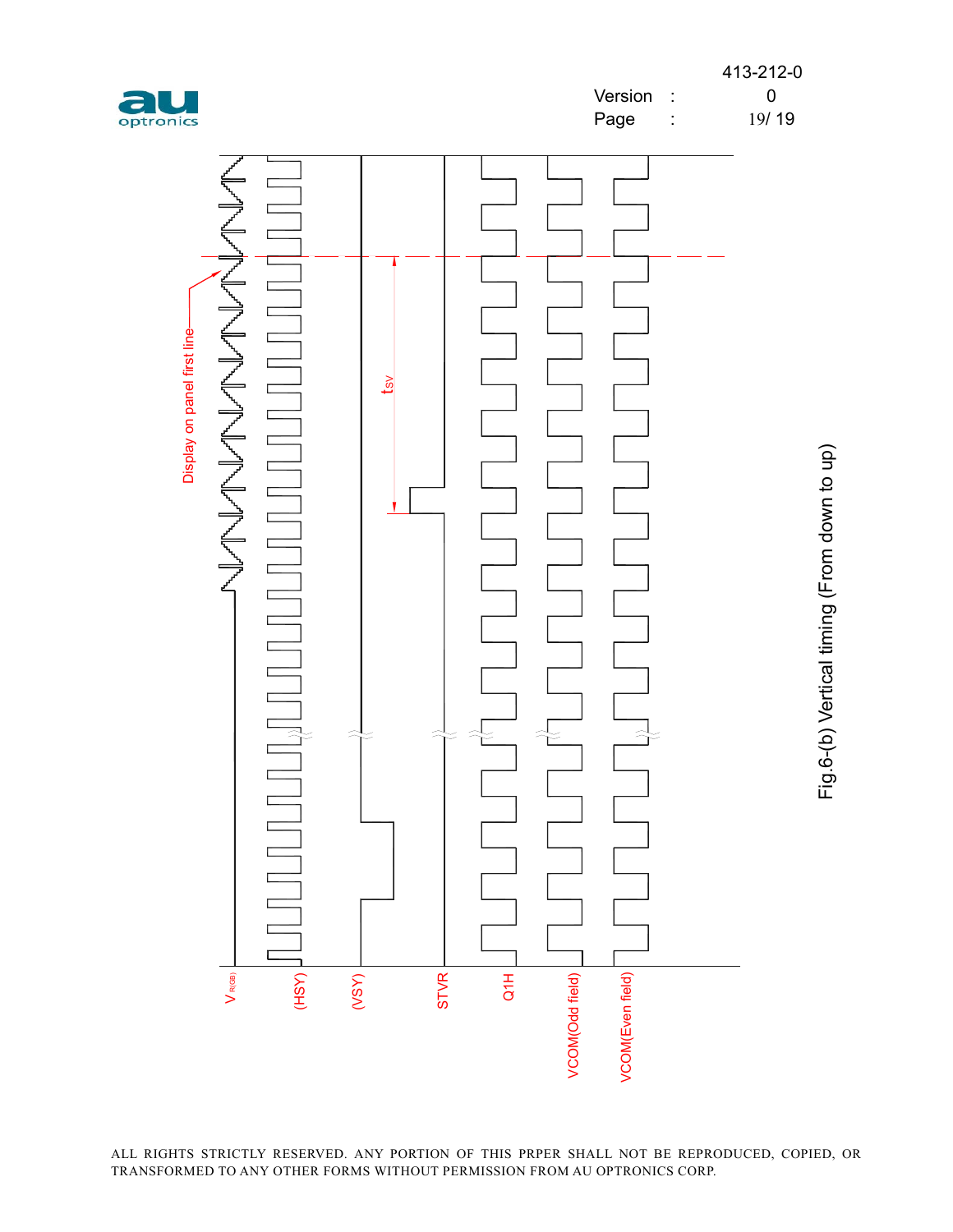Display on panel first line

$t_{SV}$

$V_{R(GB)}$

(HSY)

(VSY)

STVR

Q1H

VCOM(Odd field)

VCOM(Even field)

Fig.6-(b) Vertical timing (From down to up)

ALL RIGHTS STRICTLY RESERVED. ANY PORTION OF THIS PRPER SHALL NOT BE REPRODUCED, COPIED, OR TRANSFORMED TO ANY OTHER FORMS WITHOUT PERMISSION FROM AU OPTRONICS CORP.